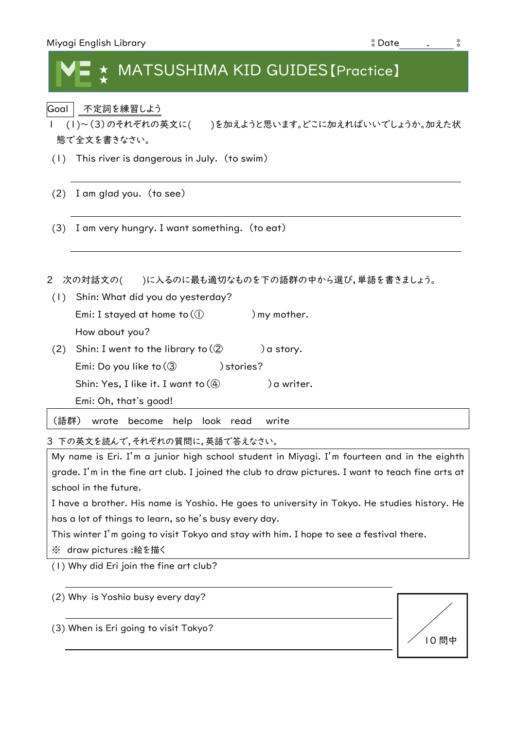Miyagi English Library　　　　　　　　　　　　　　　　　　　　　　　　Date＿＿＿.＿＿＿

# MATSUSHIMA KID GUIDES【Practice】

Goal　不定詞を練習しよう

1　(1)～(3)のそれぞれの英文に(　　)を加えようと思います。どこに加えればいいでしょうか。加えた状態で全文を書きなさい。

(1)　This river is dangerous in July.（to swim）

＿＿＿＿＿＿＿＿＿＿＿＿＿＿＿＿＿＿＿＿＿＿＿＿＿＿＿＿＿＿

(2)　I am glad you.（to see）

＿＿＿＿＿＿＿＿＿＿＿＿＿＿＿＿＿＿＿＿＿＿＿＿＿＿＿＿＿＿

(3)　I am very hungry. I want something.（to eat）

＿＿＿＿＿＿＿＿＿＿＿＿＿＿＿＿＿＿＿＿＿＿＿＿＿＿＿＿＿＿

2　次の対話文の(　　)に入るのに最も適切なものを下の語群の中から選び,単語を書きましょう。

(1)　Shin: What did you do yesterday?

　　Emi: I stayed at home to (①　　　　　) my mother.

　　How about you?

(2)　Shin: I went to the library to (②　　　　　) a story.

　　Emi: Do you like to (③　　　　　) stories?

　　Shin: Yes, I like it. I want to (④　　　　　) a writer.

　　Emi: Oh, that's good!

（語群）　wrote　become　help　look　read　write

3　下の英文を読んで,それぞれの質問に,英語で答えなさい。

> My name is Eri. I'm a junior high school student in Miyagi. I'm fourteen and in the eighth grade. I'm in the fine art club. I joined the club to draw pictures. I want to teach fine arts at school in the future.
>
> I have a brother. His name is Yoshio. He goes to university in Tokyo. He studies history. He has a lot of things to learn, so he's busy every day.
>
> This winter I'm going to visit Tokyo and stay with him. I hope to see a festival there.
>
> ※　draw pictures :絵を描く

(1) Why did Eri join the fine art club?

＿＿＿＿＿＿＿＿＿＿＿＿＿＿＿＿＿＿＿＿＿＿＿＿＿＿＿＿＿＿

(2) Why is Yoshio busy every day?

＿＿＿＿＿＿＿＿＿＿＿＿＿＿＿＿＿＿＿＿＿＿＿＿＿＿＿＿＿＿

(3) When is Eri going to visit Tokyo?

＿＿＿＿＿＿＿＿＿＿＿＿＿＿＿＿＿＿＿＿＿＿＿＿＿＿＿＿＿＿

／10問中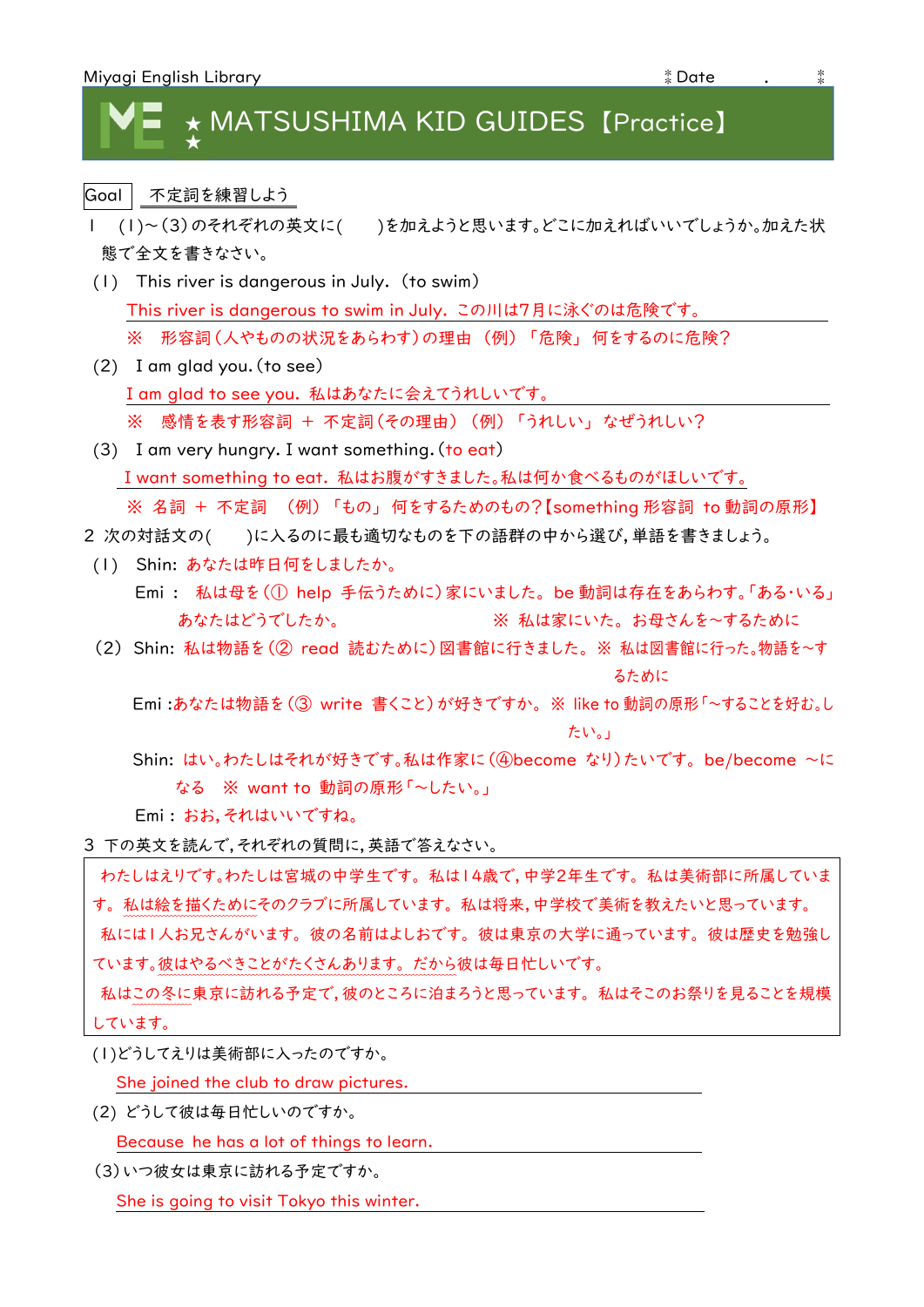Miyagi English Library　　　　　　　　　　　　　　　　　　　Date　　.

# ★ MATSUSHIMA KID GUIDES【Practice】

Goal　不定詞を練習しよう

1　(1)～(3)のそれぞれの英文に(　　)を加えようと思います。どこに加えればいいでしょうか。加えた状態で全文を書きなさい。

(1)　This river is dangerous in July.（to swim）

This river is dangerous to swim in July.  この川は7月に泳ぐのは危険です。

※　形容詞（人やものの状況をあらわす）の理由　(例)「危険」 何をするのに危険？

(2)　I am glad you.（to see）

I am glad to see you.  私はあなたに会えてうれしいです。

※　感情を表す形容詞 ＋ 不定詞（その理由）（例）「うれしい」 なぜうれしい？

(3)　I am very hungry. I want something.（to eat）

I want something to eat.  私はお腹がすきました。私は何か食べるものがほしいです。

※ 名詞 ＋ 不定詞　(例)「もの」 何をするためのもの？【something 形容詞 to 動詞の原形】

2　次の対話文の(　　)に入るのに最も適切なものを下の語群の中から選び，単語を書きましょう。

(1)　Shin: あなたは昨日何をしましたか。

Emi：　私は母を（① help 手伝うために）家にいました。be 動詞は存在をあらわす。「ある・いる」あなたはどうでしたか。　　　　　　※ 私は家にいた。お母さんを～するために

(2)　Shin: 私は物語を（② read 読むために）図書館に行きました。※ 私は図書館に行った。物語を～するために

Emi：あなたは物語を（③ write 書くこと）が好きですか。※ like to 動詞の原形「～することを好む。したい。」

Shin: はい。わたしはそれが好きです。私は作家に（④become なり）たいです。be/become ～になる　※ want to 動詞の原形「～したい。」

Emi：おお，それはいいですね。

3　下の英文を読んで，それぞれの質問に，英語で答えなさい。

> わたしはえりです。わたしは宮城の中学生です。私は14歳で，中学2年生です。私は美術部に所属しています。私は絵を描くためにそのクラブに所属しています。私は将来，中学校で美術を教えたいと思っています。
> 私には1人お兄さんがいます。彼の名前はよしおです。彼は東京の大学に通っています。彼は歴史を勉強しています。彼はやるべきことがたくさんあります。だから彼は毎日忙しいです。
> 私はこの冬に東京に訪れる予定で，彼のところに泊まろうと思っています。私はそこのお祭りを見ることを規模しています。

(1)どうしてえりは美術部に入ったのですか。

She joined the club to draw pictures.

(2)　どうして彼は毎日忙しいのですか。

Because he has a lot of things to learn.

(3)いつ彼女は東京に訪れる予定ですか。

She is going to visit Tokyo this winter.